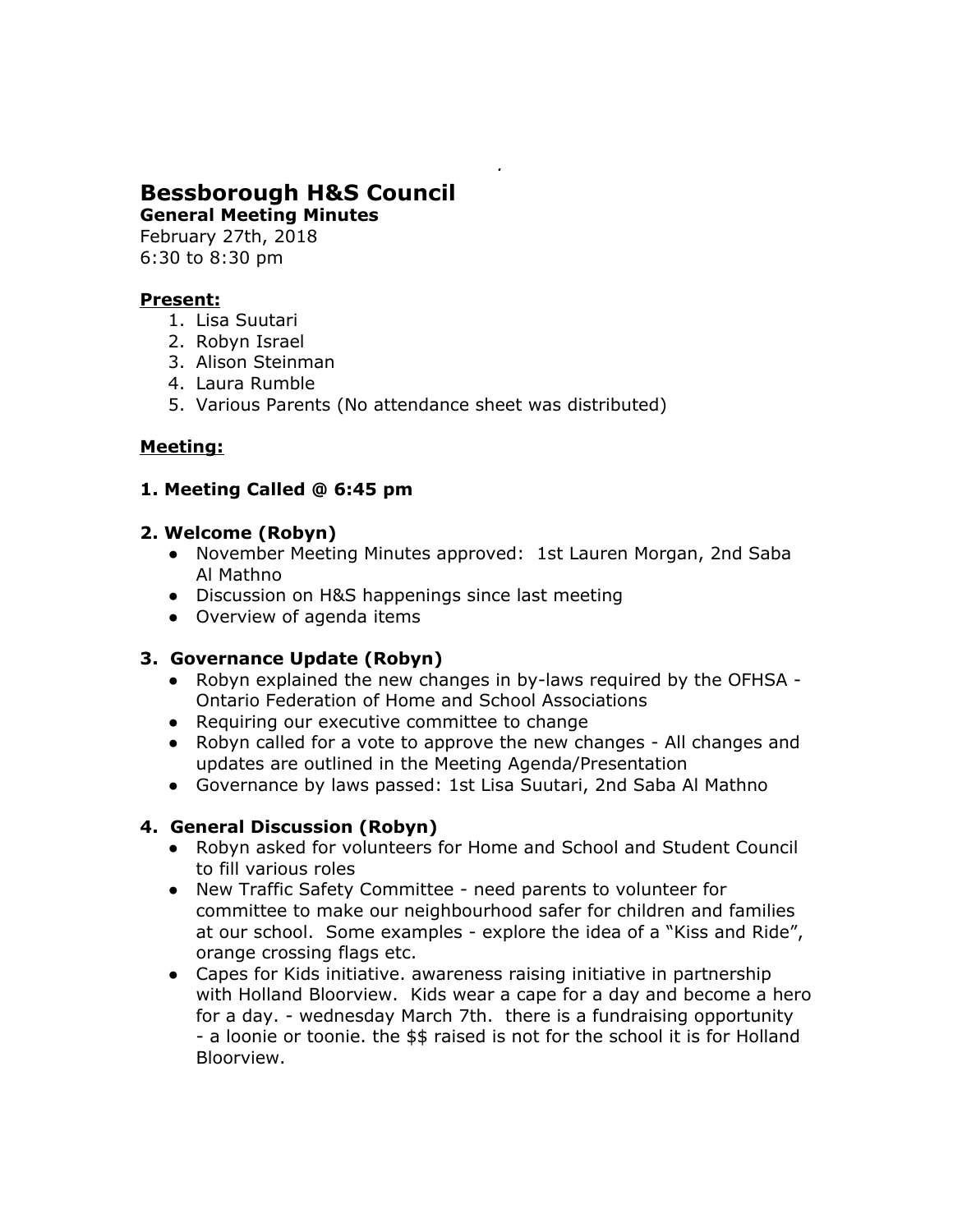# Bessborough H&S Council

**General Meeting Minutes**

February 27th, 2018

6:30 to 8:30 pm

**Present:**

1. Lisa Suutari
2. Robyn Israel
3. Alison Steinman
4. Laura Rumble
5. Various Parents (No attendance sheet was distributed)

**Meeting:**

### 1. Meeting Called @ 6:45 pm

### 2. Welcome (Robyn)

- November Meeting Minutes approved: 1st Lauren Morgan, 2nd Saba Al Mathno
- Discussion on H&S happenings since last meeting
- Overview of agenda items

### 3. Governance Update (Robyn)

- Robyn explained the new changes in by-laws required by the OFHSA - Ontario Federation of Home and School Associations
- Requiring our executive committee to change
- Robyn called for a vote to approve the new changes - All changes and updates are outlined in the Meeting Agenda/Presentation
- Governance by laws passed: 1st Lisa Suutari, 2nd Saba Al Mathno

### 4. General Discussion (Robyn)

- Robyn asked for volunteers for Home and School and Student Council to fill various roles
- New Traffic Safety Committee - need parents to volunteer for committee to make our neighbourhood safer for children and families at our school. Some examples - explore the idea of a “Kiss and Ride”, orange crossing flags etc.
- Capes for Kids initiative. awareness raising initiative in partnership with Holland Bloorview. Kids wear a cape for a day and become a hero for a day. - wednesday March 7th. there is a fundraising opportunity - a loonie or toonie. the $$ raised is not for the school it is for Holland Bloorview.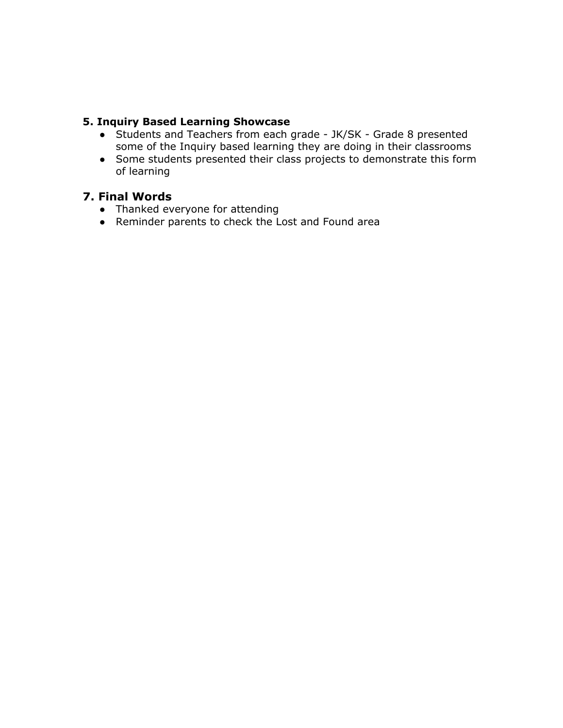**5. Inquiry Based Learning Showcase**

- Students and Teachers from each grade - JK/SK - Grade 8 presented some of the Inquiry based learning they are doing in their classrooms
- Some students presented their class projects to demonstrate this form of learning

## 7. Final Words

- Thanked everyone for attending
- Reminder parents to check the Lost and Found area